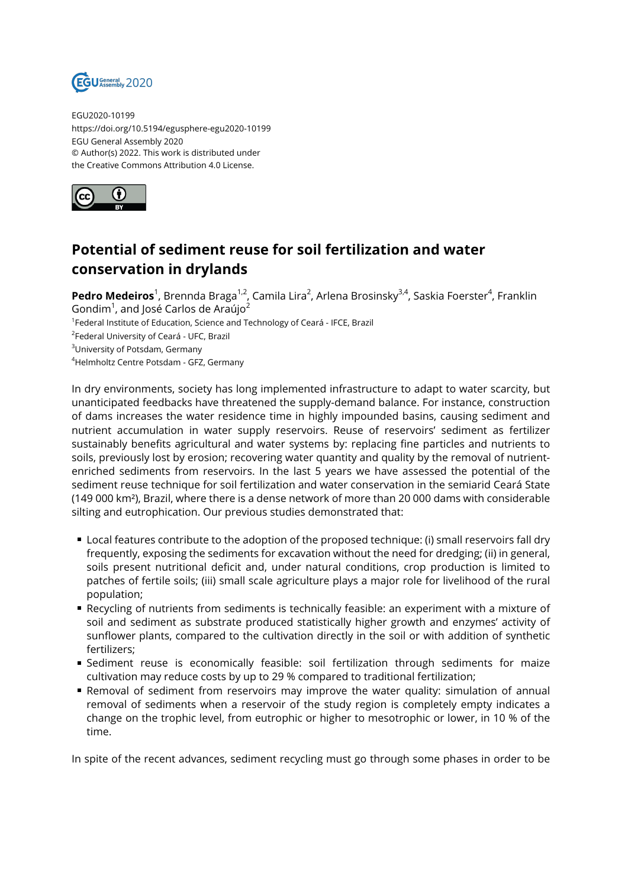EGU2020-10199
https://doi.org/10.5194/egusphere-egu2020-10199
EGU General Assembly 2020
© Author(s) 2022. This work is distributed under
the Creative Commons Attribution 4.0 License.

# Potential of sediment reuse for soil fertilization and water conservation in drylands

**Pedro Medeiros**[1], Brennda Braga[1,2], Camila Lira[2], Arlena Brosinsky[3,4], Saskia Foerster[4], Franklin Gondim[1], and José Carlos de Araújo[2]

[1]Federal Institute of Education, Science and Technology of Ceará - IFCE, Brazil
[2]Federal University of Ceará - UFC, Brazil
[3]University of Potsdam, Germany
[4]Helmholtz Centre Potsdam - GFZ, Germany

In dry environments, society has long implemented infrastructure to adapt to water scarcity, but unanticipated feedbacks have threatened the supply-demand balance. For instance, construction of dams increases the water residence time in highly impounded basins, causing sediment and nutrient accumulation in water supply reservoirs. Reuse of reservoirs' sediment as fertilizer sustainably benefits agricultural and water systems by: replacing fine particles and nutrients to soils, previously lost by erosion; recovering water quantity and quality by the removal of nutrient-enriched sediments from reservoirs. In the last 5 years we have assessed the potential of the sediment reuse technique for soil fertilization and water conservation in the semiarid Ceará State (149 000 km²), Brazil, where there is a dense network of more than 20 000 dams with considerable silting and eutrophication. Our previous studies demonstrated that:

- Local features contribute to the adoption of the proposed technique: (i) small reservoirs fall dry frequently, exposing the sediments for excavation without the need for dredging; (ii) in general, soils present nutritional deficit and, under natural conditions, crop production is limited to patches of fertile soils; (iii) small scale agriculture plays a major role for livelihood of the rural population;
- Recycling of nutrients from sediments is technically feasible: an experiment with a mixture of soil and sediment as substrate produced statistically higher growth and enzymes' activity of sunflower plants, compared to the cultivation directly in the soil or with addition of synthetic fertilizers;
- Sediment reuse is economically feasible: soil fertilization through sediments for maize cultivation may reduce costs by up to 29 % compared to traditional fertilization;
- Removal of sediment from reservoirs may improve the water quality: simulation of annual removal of sediments when a reservoir of the study region is completely empty indicates a change on the trophic level, from eutrophic or higher to mesotrophic or lower, in 10 % of the time.

In spite of the recent advances, sediment recycling must go through some phases in order to be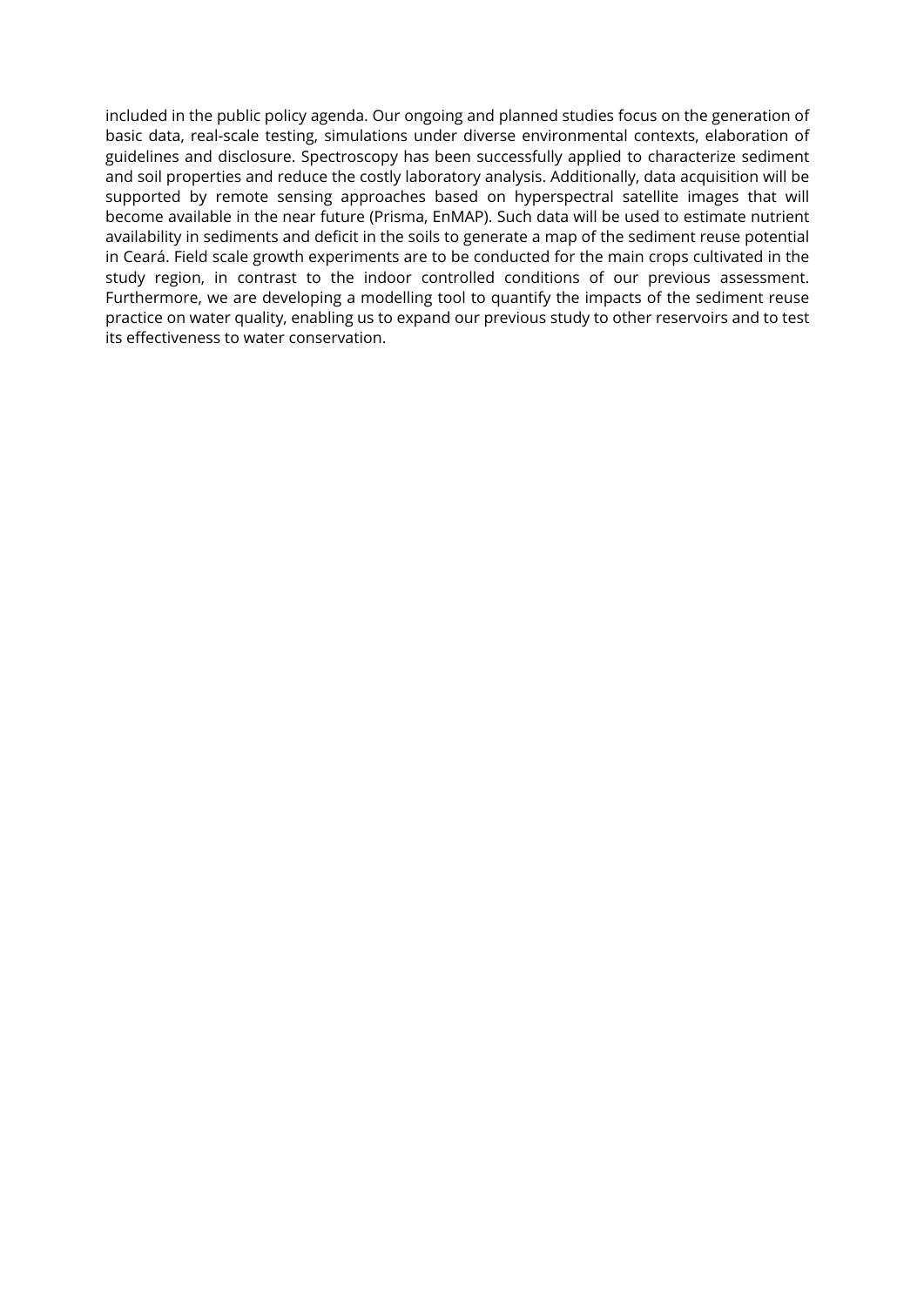included in the public policy agenda. Our ongoing and planned studies focus on the generation of basic data, real-scale testing, simulations under diverse environmental contexts, elaboration of guidelines and disclosure. Spectroscopy has been successfully applied to characterize sediment and soil properties and reduce the costly laboratory analysis. Additionally, data acquisition will be supported by remote sensing approaches based on hyperspectral satellite images that will become available in the near future (Prisma, EnMAP). Such data will be used to estimate nutrient availability in sediments and deficit in the soils to generate a map of the sediment reuse potential in Ceará. Field scale growth experiments are to be conducted for the main crops cultivated in the study region, in contrast to the indoor controlled conditions of our previous assessment. Furthermore, we are developing a modelling tool to quantify the impacts of the sediment reuse practice on water quality, enabling us to expand our previous study to other reservoirs and to test its effectiveness to water conservation.